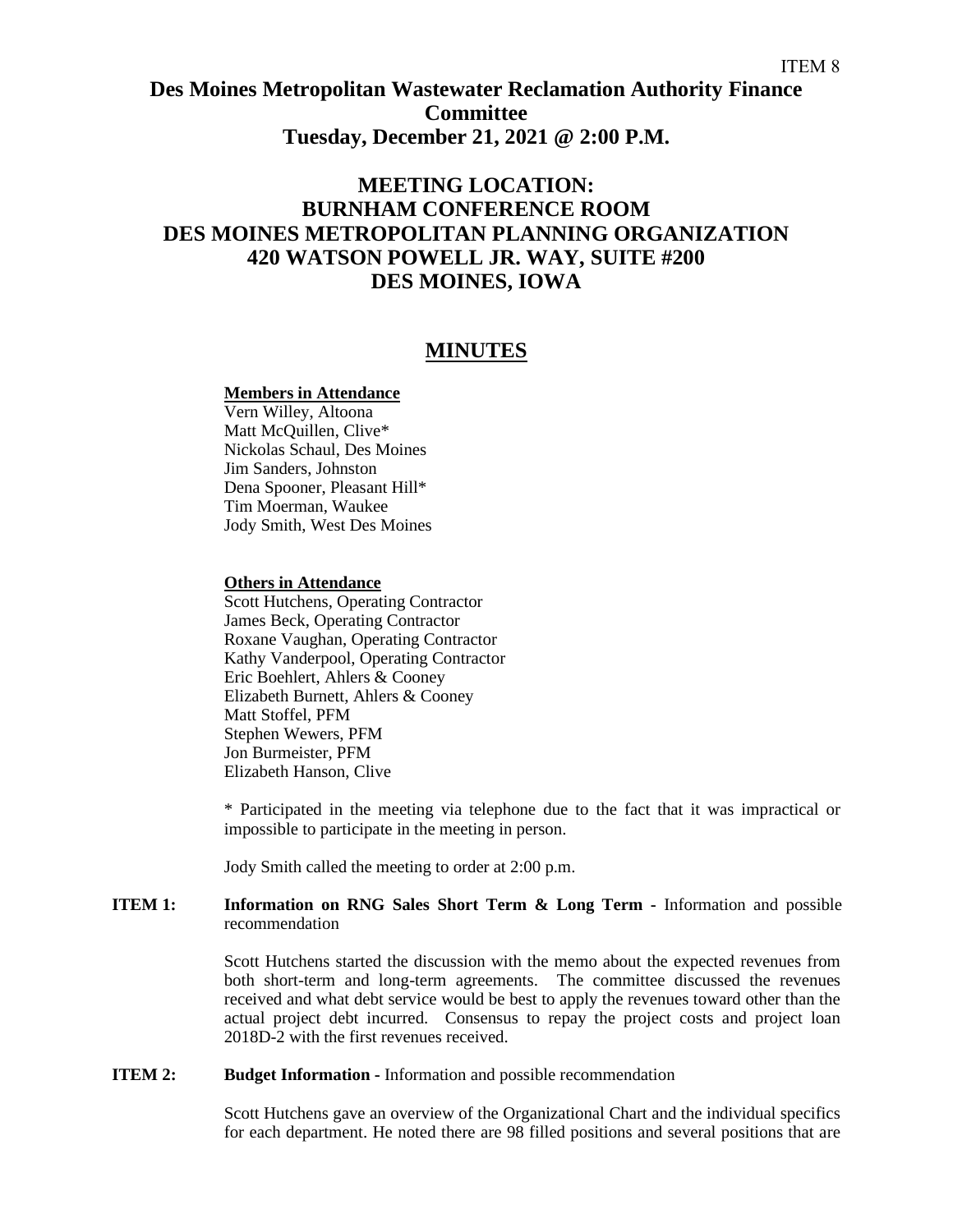ITEM 8

# Des Moines Metropolitan Wastewater Reclamation Authority Finance Committee
## Tuesday, December 21, 2021 @ 2:00 P.M.

## MEETING LOCATION:
## BURNHAM CONFERENCE ROOM
## DES MOINES METROPOLITAN PLANNING ORGANIZATION
## 420 WATSON POWELL JR. WAY, SUITE #200
## DES MOINES, IOWA

## MINUTES

**Members in Attendance**
Vern Willey, Altoona
Matt McQuillen, Clive*
Nickolas Schaul, Des Moines
Jim Sanders, Johnston
Dena Spooner, Pleasant Hill*
Tim Moerman, Waukee
Jody Smith, West Des Moines

**Others in Attendance**
Scott Hutchens, Operating Contractor
James Beck, Operating Contractor
Roxane Vaughan, Operating Contractor
Kathy Vanderpool, Operating Contractor
Eric Boehlert, Ahlers & Cooney
Elizabeth Burnett, Ahlers & Cooney
Matt Stoffel, PFM
Stephen Wewers, PFM
Jon Burmeister, PFM
Elizabeth Hanson, Clive

\* Participated in the meeting via telephone due to the fact that it was impractical or impossible to participate in the meeting in person.

Jody Smith called the meeting to order at 2:00 p.m.

**ITEM 1: Information on RNG Sales Short Term & Long Term** - Information and possible recommendation

Scott Hutchens started the discussion with the memo about the expected revenues from both short-term and long-term agreements. The committee discussed the revenues received and what debt service would be best to apply the revenues toward other than the actual project debt incurred. Consensus to repay the project costs and project loan 2018D-2 with the first revenues received.

**ITEM 2: Budget Information** - Information and possible recommendation

Scott Hutchens gave an overview of the Organizational Chart and the individual specifics for each department. He noted there are 98 filled positions and several positions that are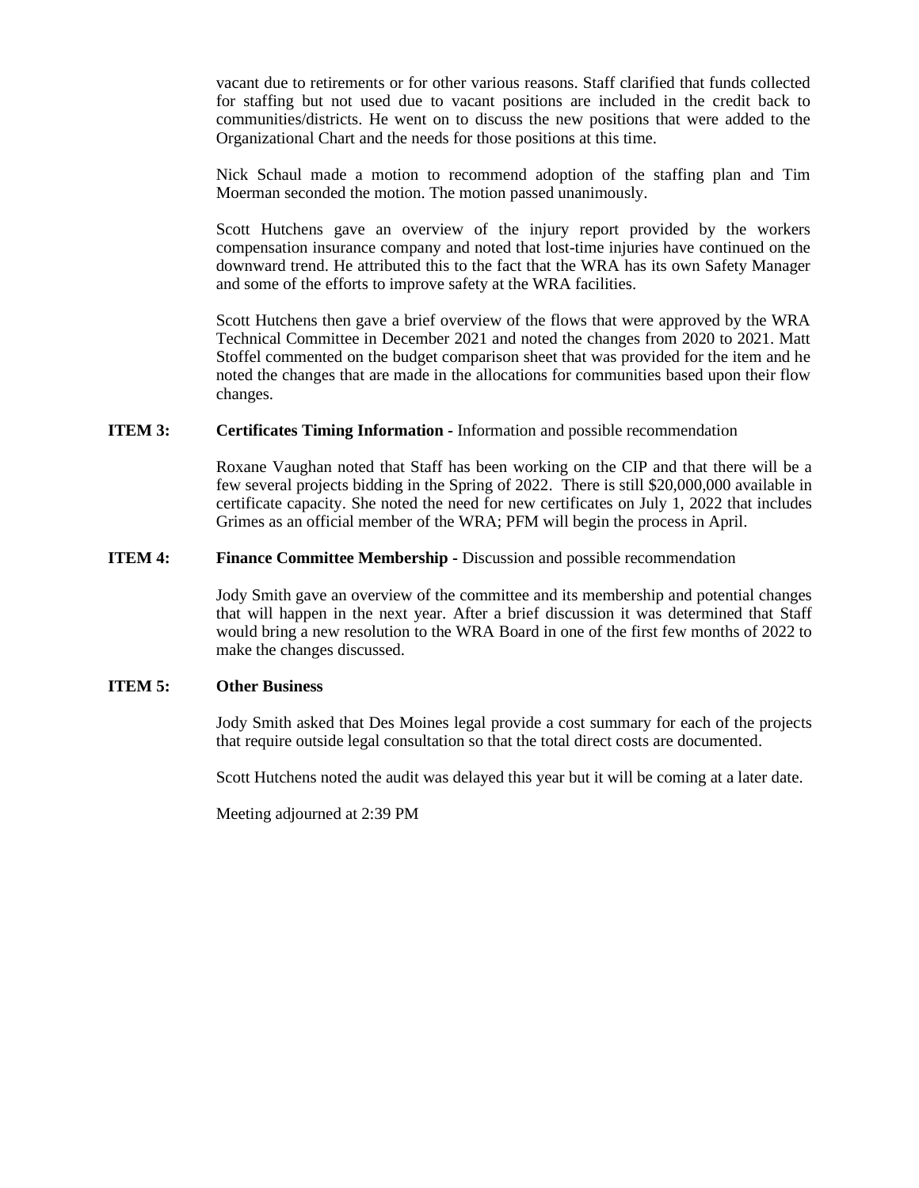vacant due to retirements or for other various reasons. Staff clarified that funds collected for staffing but not used due to vacant positions are included in the credit back to communities/districts. He went on to discuss the new positions that were added to the Organizational Chart and the needs for those positions at this time.

Nick Schaul made a motion to recommend adoption of the staffing plan and Tim Moerman seconded the motion. The motion passed unanimously.

Scott Hutchens gave an overview of the injury report provided by the workers compensation insurance company and noted that lost-time injuries have continued on the downward trend. He attributed this to the fact that the WRA has its own Safety Manager and some of the efforts to improve safety at the WRA facilities.

Scott Hutchens then gave a brief overview of the flows that were approved by the WRA Technical Committee in December 2021 and noted the changes from 2020 to 2021. Matt Stoffel commented on the budget comparison sheet that was provided for the item and he noted the changes that are made in the allocations for communities based upon their flow changes.

**ITEM 3:** **Certificates Timing Information -** Information and possible recommendation

Roxane Vaughan noted that Staff has been working on the CIP and that there will be a few several projects bidding in the Spring of 2022. There is still $20,000,000 available in certificate capacity. She noted the need for new certificates on July 1, 2022 that includes Grimes as an official member of the WRA; PFM will begin the process in April.

**ITEM 4:** **Finance Committee Membership -** Discussion and possible recommendation

Jody Smith gave an overview of the committee and its membership and potential changes that will happen in the next year. After a brief discussion it was determined that Staff would bring a new resolution to the WRA Board in one of the first few months of 2022 to make the changes discussed.

**ITEM 5:** **Other Business**

Jody Smith asked that Des Moines legal provide a cost summary for each of the projects that require outside legal consultation so that the total direct costs are documented.

Scott Hutchens noted the audit was delayed this year but it will be coming at a later date.

Meeting adjourned at 2:39 PM